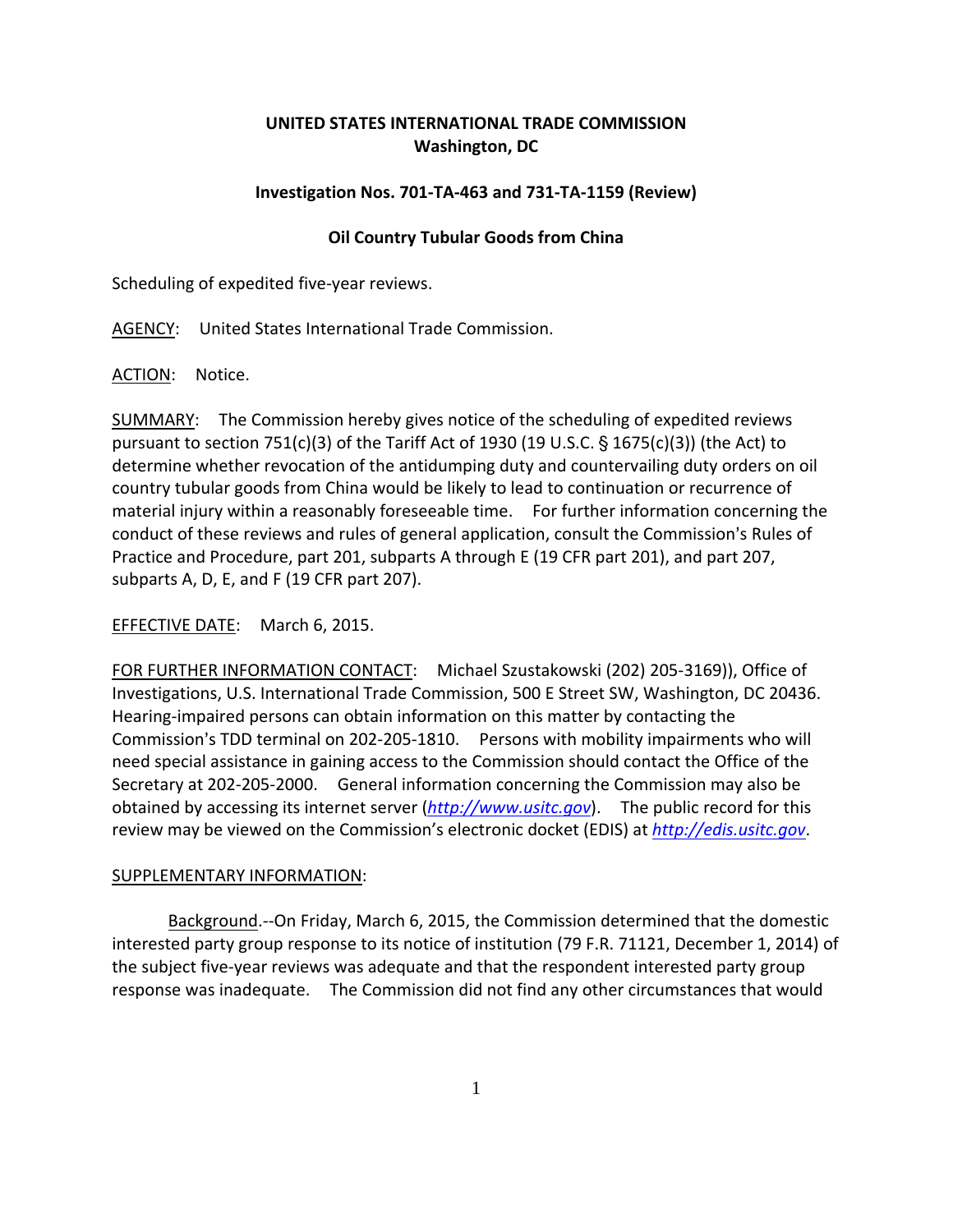**UNITED STATES INTERNATIONAL TRADE COMMISSION**
**Washington, DC**

**Investigation Nos. 701-TA-463 and 731-TA-1159 (Review)**

**Oil Country Tubular Goods from China**

Scheduling of expedited five-year reviews.

AGENCY: United States International Trade Commission.

ACTION: Notice.

SUMMARY: The Commission hereby gives notice of the scheduling of expedited reviews pursuant to section 751(c)(3) of the Tariff Act of 1930 (19 U.S.C. § 1675(c)(3)) (the Act) to determine whether revocation of the antidumping and countervailing duty orders on oil country tubular goods from China would be likely to lead to continuation or recurrence of material injury within a reasonably foreseeable time. For further information concerning the conduct of these reviews and rules of general application, consult the Commission's Rules of Practice and Procedure, part 201, subparts A through E (19 CFR part 201), and part 207, subparts A, D, E, and F (19 CFR part 207).

EFFECTIVE DATE: March 6, 2015.

FOR FURTHER INFORMATION CONTACT: Michael Szustakowski (202) 205-3169)), Office of Investigations, U.S. International Trade Commission, 500 E Street SW, Washington, DC 20436. Hearing-impaired persons can obtain information on this matter by contacting the Commission's TDD terminal on 202-205-1810. Persons with mobility impairments who will need special assistance in gaining access to the Commission should contact the Office of the Secretary at 202-205-2000. General information concerning the Commission may also be obtained by accessing its internet server (*http://www.usitc.gov*). The public record for this review may be viewed on the Commission's electronic docket (EDIS) at *http://edis.usitc.gov*.

SUPPLEMENTARY INFORMATION:

Background.--On Friday, March 6, 2015, the Commission determined that the domestic interested party group response to its notice of institution (79 F.R. 71121, December 1, 2014) of the subject five-year reviews was adequate and that the respondent interested party group response was inadequate. The Commission did not find any other circumstances that would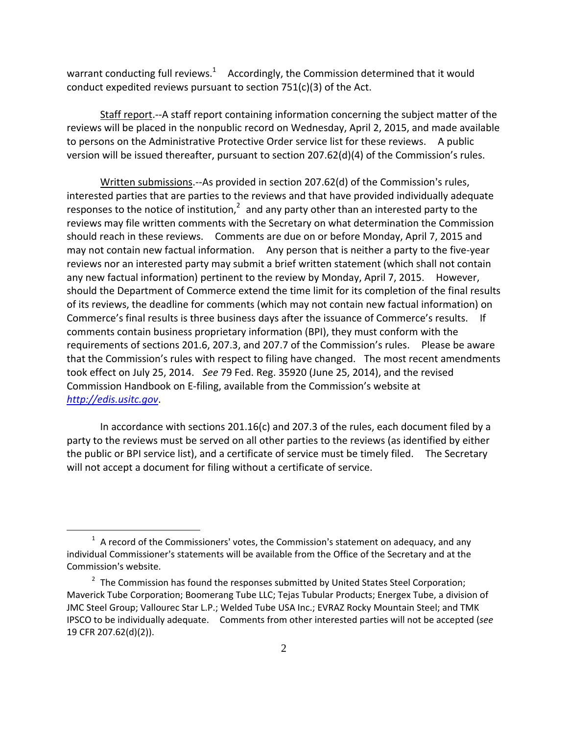warrant conducting full reviews.[1] Accordingly, the Commission determined that it would conduct expedited reviews pursuant to section 751(c)(3) of the Act.

Staff report.--A staff report containing information concerning the subject matter of the reviews will be placed in the nonpublic record on Wednesday, April 2, 2015, and made available to persons on the Administrative Protective Order service list for these reviews. A public version will be issued thereafter, pursuant to section 207.62(d)(4) of the Commission's rules.

Written submissions.--As provided in section 207.62(d) of the Commission's rules, interested parties that are parties to the reviews and that have provided individually adequate responses to the notice of institution,[2] and any party other than an interested party to the reviews may file written comments with the Secretary on what determination the Commission should reach in these reviews. Comments are due on or before Monday, April 7, 2015 and may not contain new factual information. Any person that is neither a party to the five-year reviews nor an interested party may submit a brief written statement (which shall not contain any new factual information) pertinent to the review by Monday, April 7, 2015. However, should the Department of Commerce extend the time limit for its completion of the final results of its reviews, the deadline for comments (which may not contain new factual information) on Commerce's final results is three business days after the issuance of Commerce's results. If comments contain business proprietary information (BPI), they must conform with the requirements of sections 201.6, 207.3, and 207.7 of the Commission's rules. Please be aware that the Commission's rules with respect to filing have changed. The most recent amendments took effect on July 25, 2014. *See* 79 Fed. Reg. 35920 (June 25, 2014), and the revised Commission Handbook on E-filing, available from the Commission's website at *http://edis.usitc.gov*.

In accordance with sections 201.16(c) and 207.3 of the rules, each document filed by a party to the reviews must be served on all other parties to the reviews (as identified by either the public or BPI service list), and a certificate of service must be timely filed. The Secretary will not accept a document for filing without a certificate of service.

---

[1] A record of the Commissioners' votes, the Commission's statement on adequacy, and any individual Commissioner's statements will be available from the Office of the Secretary and at the Commission's website.

[2] The Commission has found the responses submitted by United States Steel Corporation; Maverick Tube Corporation; Boomerang Tube LLC; Tejas Tubular Products; Energex Tube, a division of JMC Steel Group; Vallourec Star L.P.; Welded Tube USA Inc.; EVRAZ Rocky Mountain Steel; and TMK IPSCO to be individually adequate. Comments from other interested parties will not be accepted (*see* 19 CFR 207.62(d)(2)).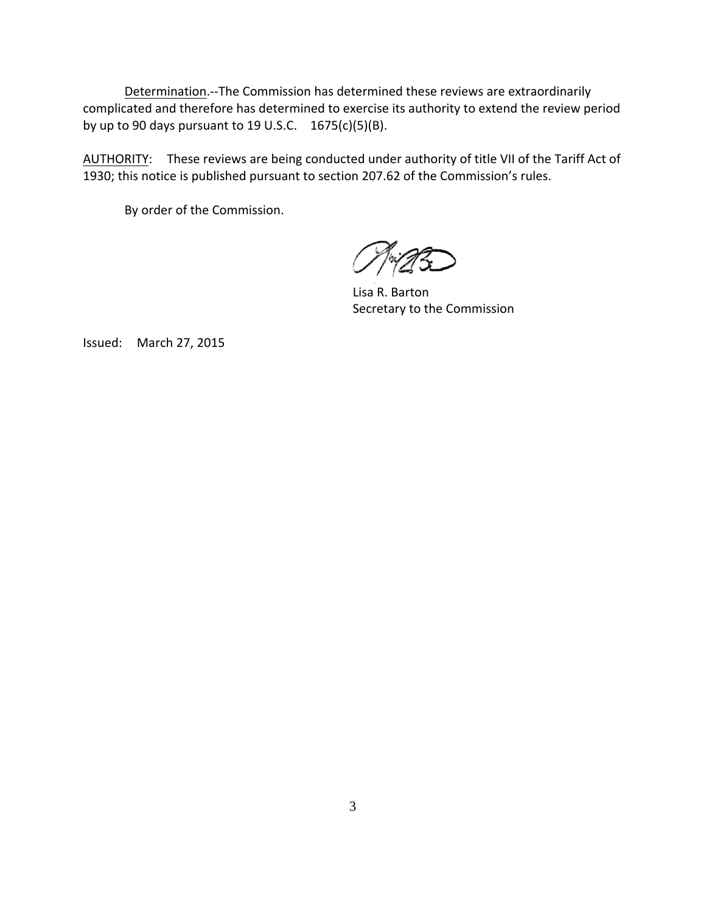Determination.--The Commission has determined these reviews are extraordinarily complicated and therefore has determined to exercise its authority to extend the review period by up to 90 days pursuant to 19 U.S.C. 1675(c)(5)(B).

AUTHORITY: These reviews are being conducted under authority of title VII of the Tariff Act of 1930; this notice is published pursuant to section 207.62 of the Commission's rules.

By order of the Commission.

Lisa R. Barton
Secretary to the Commission

Issued: March 27, 2015